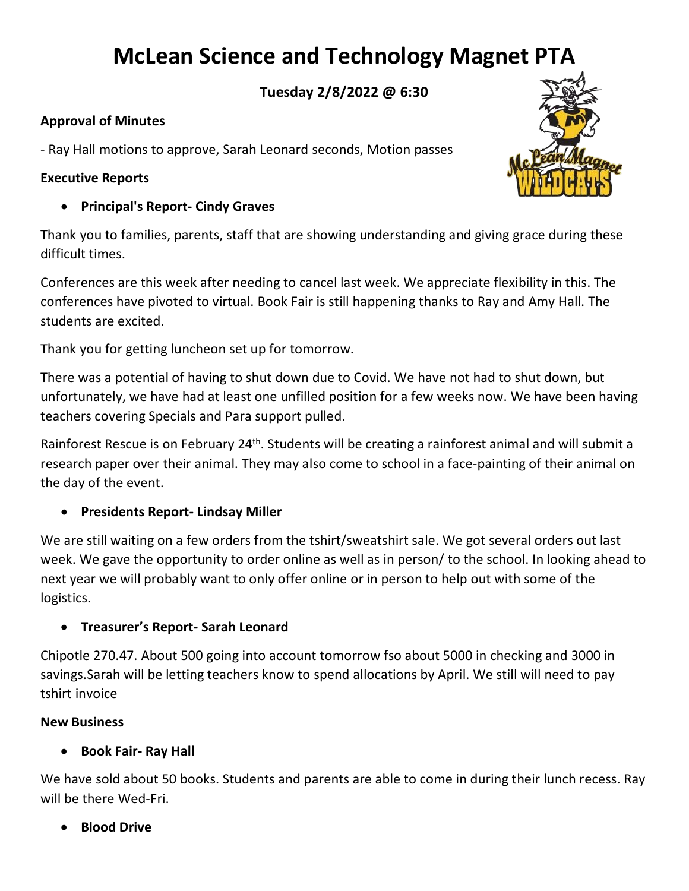# McLean Science and Technology Magnet PTA

**Tuesday 2/8/2022 @ 6:30**

**Approval of Minutes**

- Ray Hall motions to approve, Sarah Leonard seconds, Motion passes

**Executive Reports**

- **Principal's Report- Cindy Graves**

Thank you to families, parents, staff that are showing understanding and giving grace during these difficult times.

Conferences are this week after needing to cancel last week. We appreciate flexibility in this. The conferences have pivoted to virtual. Book Fair is still happening thanks to Ray and Amy Hall. The students are excited.

Thank you for getting luncheon set up for tomorrow.

There was a potential of having to shut down due to Covid. We have not had to shut down, but unfortunately, we have had at least one unfilled position for a few weeks now. We have been having teachers covering Specials and Para support pulled.

Rainforest Rescue is on February 24th. Students will be creating a rainforest animal and will submit a research paper over their animal. They may also come to school in a face-painting of their animal on the day of the event.

- **Presidents Report- Lindsay Miller**

We are still waiting on a few orders from the tshirt/sweatshirt sale. We got several orders out last week. We gave the opportunity to order online as well as in person/ to the school. In looking ahead to next year we will probably want to only offer online or in person to help out with some of the logistics.

- **Treasurer's Report- Sarah Leonard**

Chipotle 270.47. About 500 going into account tomorrow fso about 5000 in checking and 3000 in savings.Sarah will be letting teachers know to spend allocations by April. We still will need to pay tshirt invoice

**New Business**

- **Book Fair- Ray Hall**

We have sold about 50 books. Students and parents are able to come in during their lunch recess. Ray will be there Wed-Fri.

- **Blood Drive**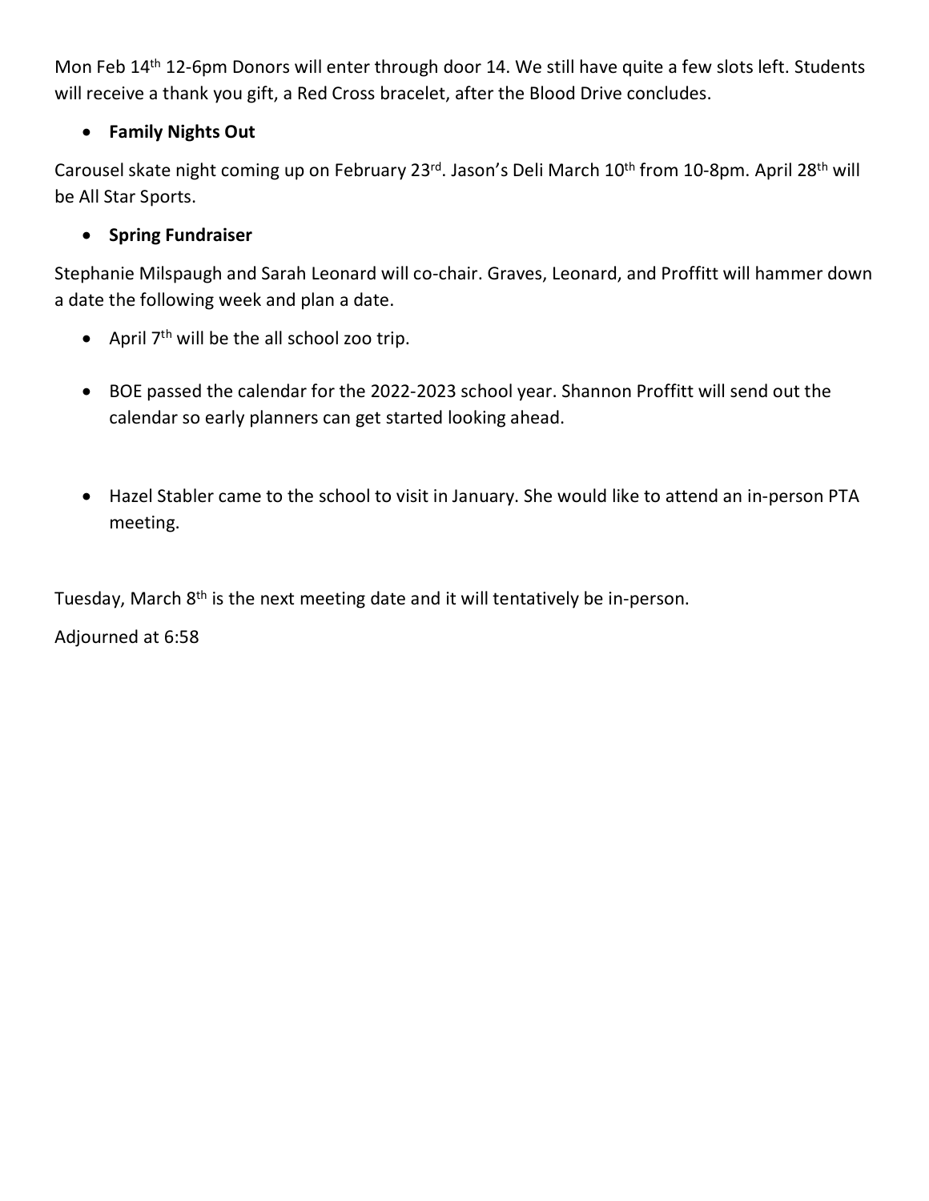Mon Feb 14th 12-6pm Donors will enter through door 14. We still have quite a few slots left. Students will receive a thank you gift, a Red Cross bracelet, after the Blood Drive concludes.

- **Family Nights Out**

Carousel skate night coming up on February 23rd. Jason's Deli March 10th from 10-8pm. April 28th will be All Star Sports.

- **Spring Fundraiser**

Stephanie Milspaugh and Sarah Leonard will co-chair. Graves, Leonard, and Proffitt will hammer down a date the following week and plan a date.

- April 7th will be the all school zoo trip.

- BOE passed the calendar for the 2022-2023 school year. Shannon Proffitt will send out the calendar so early planners can get started looking ahead.

- Hazel Stabler came to the school to visit in January. She would like to attend an in-person PTA meeting.

Tuesday, March 8th is the next meeting date and it will tentatively be in-person.

Adjourned at 6:58